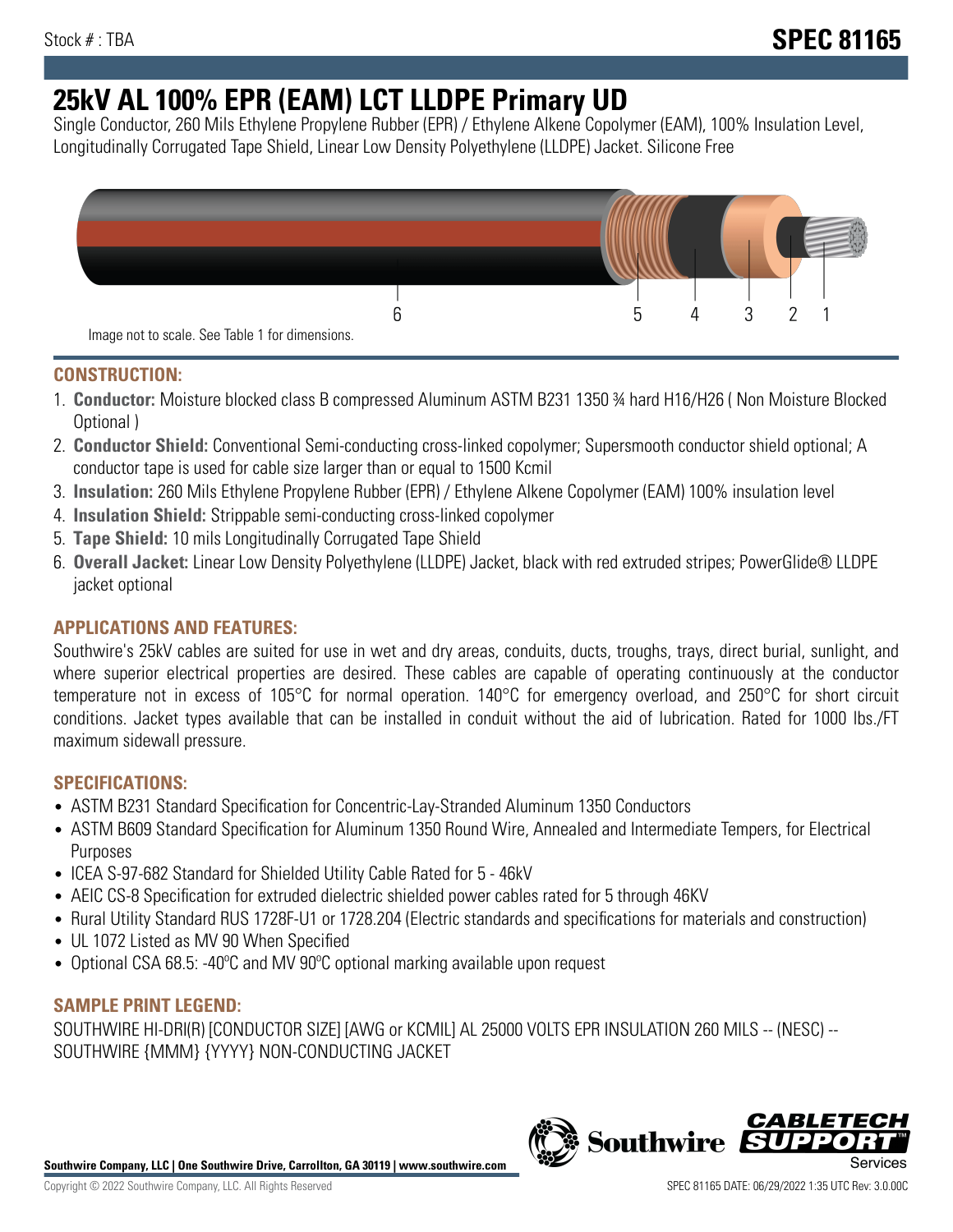Stock # : TBA

**SPEC 81165**

# 25kV AL 100% EPR (EAM) LCT LLDPE Primary UD

Single Conductor, 260 Mils Ethylene Propylene Rubber (EPR) / Ethylene Alkene Copolymer (EAM), 100% Insulation Level, Longitudinally Corrugated Tape Shield, Linear Low Density Polyethylene (LLDPE) Jacket. Silicone Free

6 5 4 3 2 1

Image not to scale. See Table 1 for dimensions.

## CONSTRUCTION:

1. **Conductor:** Moisture blocked class B compressed Aluminum ASTM B231 1350 ¾ hard H16/H26 ( Non Moisture Blocked Optional )
2. **Conductor Shield:** Conventional Semi-conducting cross-linked copolymer; Supersmooth conductor shield optional; A conductor tape is used for cable size larger than or equal to 1500 Kcmil
3. **Insulation:** 260 Mils Ethylene Propylene Rubber (EPR) / Ethylene Alkene Copolymer (EAM) 100% insulation level
4. **Insulation Shield:** Strippable semi-conducting cross-linked copolymer
5. **Tape Shield:** 10 mils Longitudinally Corrugated Tape Shield
6. **Overall Jacket:** Linear Low Density Polyethylene (LLDPE) Jacket, black with red extruded stripes; PowerGlide® LLDPE jacket optional

## APPLICATIONS AND FEATURES:

Southwire's 25kV cables are suited for use in wet and dry areas, conduits, ducts, troughs, trays, direct burial, sunlight, and where superior electrical properties are desired. These cables are capable of operating continuously at the conductor temperature not in excess of 105°C for normal operation. 140°C for emergency overload, and 250°C for short circuit conditions. Jacket types available that can be installed in conduit without the aid of lubrication. Rated for 1000 lbs./FT maximum sidewall pressure.

## SPECIFICATIONS:

- ASTM B231 Standard Specification for Concentric-Lay-Stranded Aluminum 1350 Conductors
- ASTM B609 Standard Specification for Aluminum 1350 Round Wire, Annealed and Intermediate Tempers, for Electrical Purposes
- ICEA S-97-682 Standard for Shielded Utility Cable Rated for 5 - 46kV
- AEIC CS-8 Specification for extruded dielectric shielded power cables rated for 5 through 46KV
- Rural Utility Standard RUS 1728F-U1 or 1728.204 (Electric standards and specifications for materials and construction)
- UL 1072 Listed as MV 90 When Specified
- Optional CSA 68.5: -40ºC and MV 90ºC optional marking available upon request

## SAMPLE PRINT LEGEND:

SOUTHWIRE HI-DRI(R) [CONDUCTOR SIZE] [AWG or KCMIL] AL 25000 VOLTS EPR INSULATION 260 MILS -- (NESC) -- SOUTHWIRE {MMM} {YYYY} NON-CONDUCTING JACKET

**Southwire Company, LLC | One Southwire Drive, Carrollton, GA 30119 | www.southwire.com**

Copyright © 2022 Southwire Company, LLC. All Rights Reserved

SPEC 81165 DATE: 06/29/2022 1:35 UTC Rev: 3.0.00C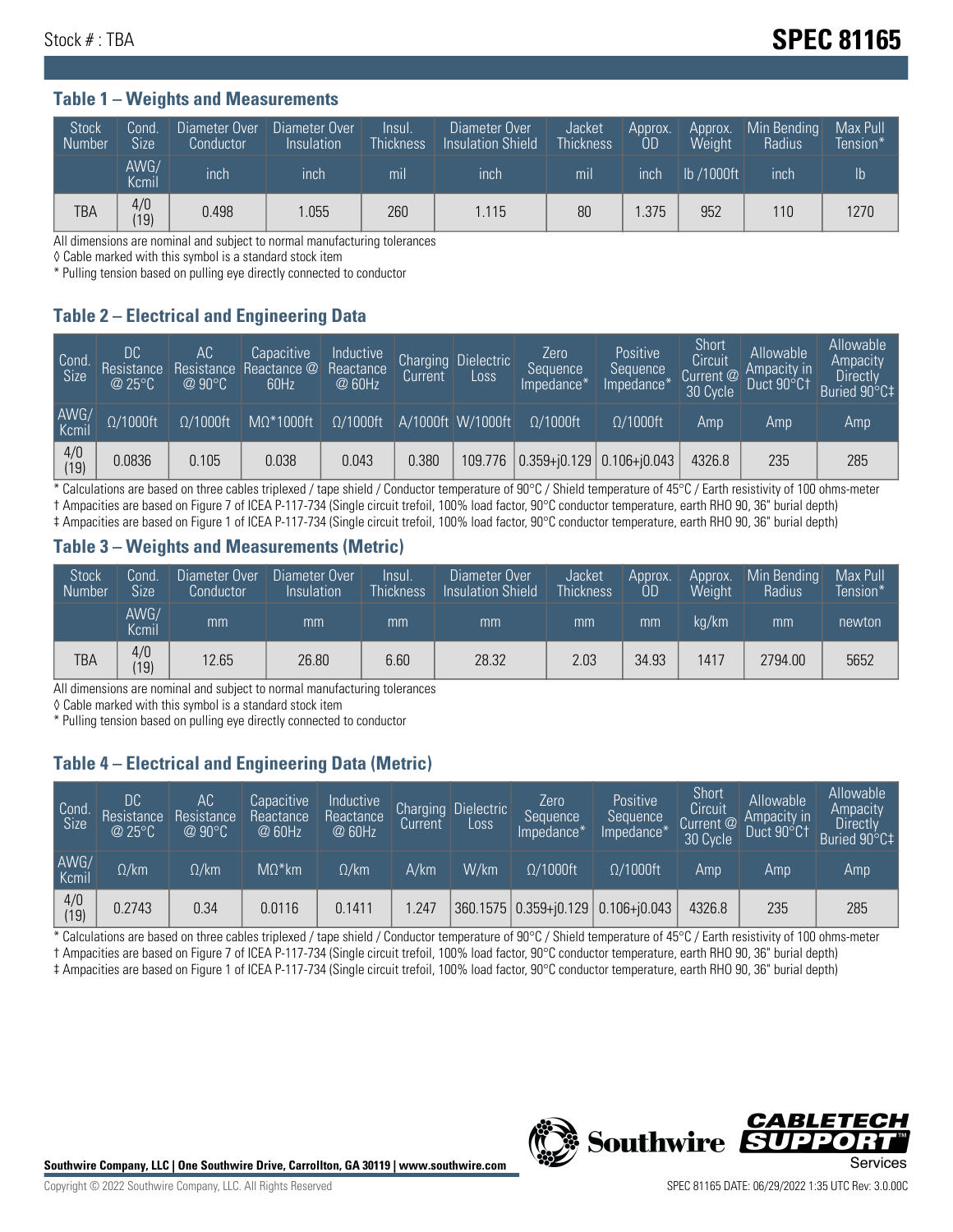Stock # : TBA

# SPEC 81165

## Table 1 – Weights and Measurements

| Stock Number | Cond. Size | Diameter Over Conductor | Diameter Over Insulation | Insul. Thickness | Diameter Over Insulation Shield | Jacket Thickness | Approx. OD | Approx. Weight | Min Bending Radius | Max Pull Tension* |
|---|---|---|---|---|---|---|---|---|---|---|
| | AWG/ Kcmil | inch | inch | mil | inch | mil | inch | lb /1000ft | inch | lb |
| TBA | 4/0 (19) | 0.498 | 1.055 | 260 | 1.115 | 80 | 1.375 | 952 | 110 | 1270 |

All dimensions are nominal and subject to normal manufacturing tolerances

◊ Cable marked with this symbol is a standard stock item

* Pulling tension based on pulling eye directly connected to conductor

## Table 2 – Electrical and Engineering Data

| Cond. Size | DC Resistance @ 25°C | AC Resistance @ 90°C | Capacitive Reactance @ 60Hz | Inductive Reactance @ 60Hz | Charging Current | Dielectric Loss | Zero Sequence Impedance* | Positive Sequence Impedance* | Short Circuit Current @ 30 Cycle | Allowable Ampacity in Duct 90°C† | Allowable Ampacity Directly Buried 90°C‡ |
|---|---|---|---|---|---|---|---|---|---|---|---|
| AWG/ Kcmil | Ω/1000ft | Ω/1000ft | MΩ*1000ft | Ω/1000ft | A/1000ft | W/1000ft | Ω/1000ft | Ω/1000ft | Amp | Amp | Amp |
| 4/0 (19) | 0.0836 | 0.105 | 0.038 | 0.043 | 0.380 | 109.776 | 0.359+j0.129 | 0.106+j0.043 | 4326.8 | 235 | 285 |

* Calculations are based on three cables triplexed / tape shield / Conductor temperature of 90°C / Shield temperature of 45°C / Earth resistivity of 100 ohms-meter

† Ampacities are based on Figure 7 of ICEA P-117-734 (Single circuit trefoil, 100% load factor, 90°C conductor temperature, earth RHO 90, 36" burial depth)

‡ Ampacities are based on Figure 1 of ICEA P-117-734 (Single circuit trefoil, 100% load factor, 90°C conductor temperature, earth RHO 90, 36" burial depth)

## Table 3 – Weights and Measurements (Metric)

| Stock Number | Cond. Size | Diameter Over Conductor | Diameter Over Insulation | Insul. Thickness | Diameter Over Insulation Shield | Jacket Thickness | Approx. OD | Approx. Weight | Min Bending Radius | Max Pull Tension* |
|---|---|---|---|---|---|---|---|---|---|---|
| | AWG/ Kcmil | mm | mm | mm | mm | mm | mm | kg/km | mm | newton |
| TBA | 4/0 (19) | 12.65 | 26.80 | 6.60 | 28.32 | 2.03 | 34.93 | 1417 | 2794.00 | 5652 |

All dimensions are nominal and subject to normal manufacturing tolerances

◊ Cable marked with this symbol is a standard stock item

* Pulling tension based on pulling eye directly connected to conductor

## Table 4 – Electrical and Engineering Data (Metric)

| Cond. Size | DC Resistance @ 25°C | AC Resistance @ 90°C | Capacitive Reactance @ 60Hz | Inductive Reactance @ 60Hz | Charging Current | Dielectric Loss | Zero Sequence Impedance* | Positive Sequence Impedance* | Short Circuit Current @ 30 Cycle | Allowable Ampacity in Duct 90°C† | Allowable Ampacity Directly Buried 90°C‡ |
|---|---|---|---|---|---|---|---|---|---|---|---|
| AWG/ Kcmil | Ω/km | Ω/km | MΩ*km | Ω/km | A/km | W/km | Ω/1000ft | Ω/1000ft | Amp | Amp | Amp |
| 4/0 (19) | 0.2743 | 0.34 | 0.0116 | 0.1411 | 1.247 | 360.1575 | 0.359+j0.129 | 0.106+j0.043 | 4326.8 | 235 | 285 |

* Calculations are based on three cables triplexed / tape shield / Conductor temperature of 90°C / Shield temperature of 45°C / Earth resistivity of 100 ohms-meter

† Ampacities are based on Figure 7 of ICEA P-117-734 (Single circuit trefoil, 100% load factor, 90°C conductor temperature, earth RHO 90, 36" burial depth)

‡ Ampacities are based on Figure 1 of ICEA P-117-734 (Single circuit trefoil, 100% load factor, 90°C conductor temperature, earth RHO 90, 36" burial depth)

**Southwire Company, LLC | One Southwire Drive, Carrollton, GA 30119 | www.southwire.com**

Copyright © 2022 Southwire Company, LLC. All Rights Reserved

SPEC 81165 DATE: 06/29/2022 1:35 UTC Rev: 3.0.00C